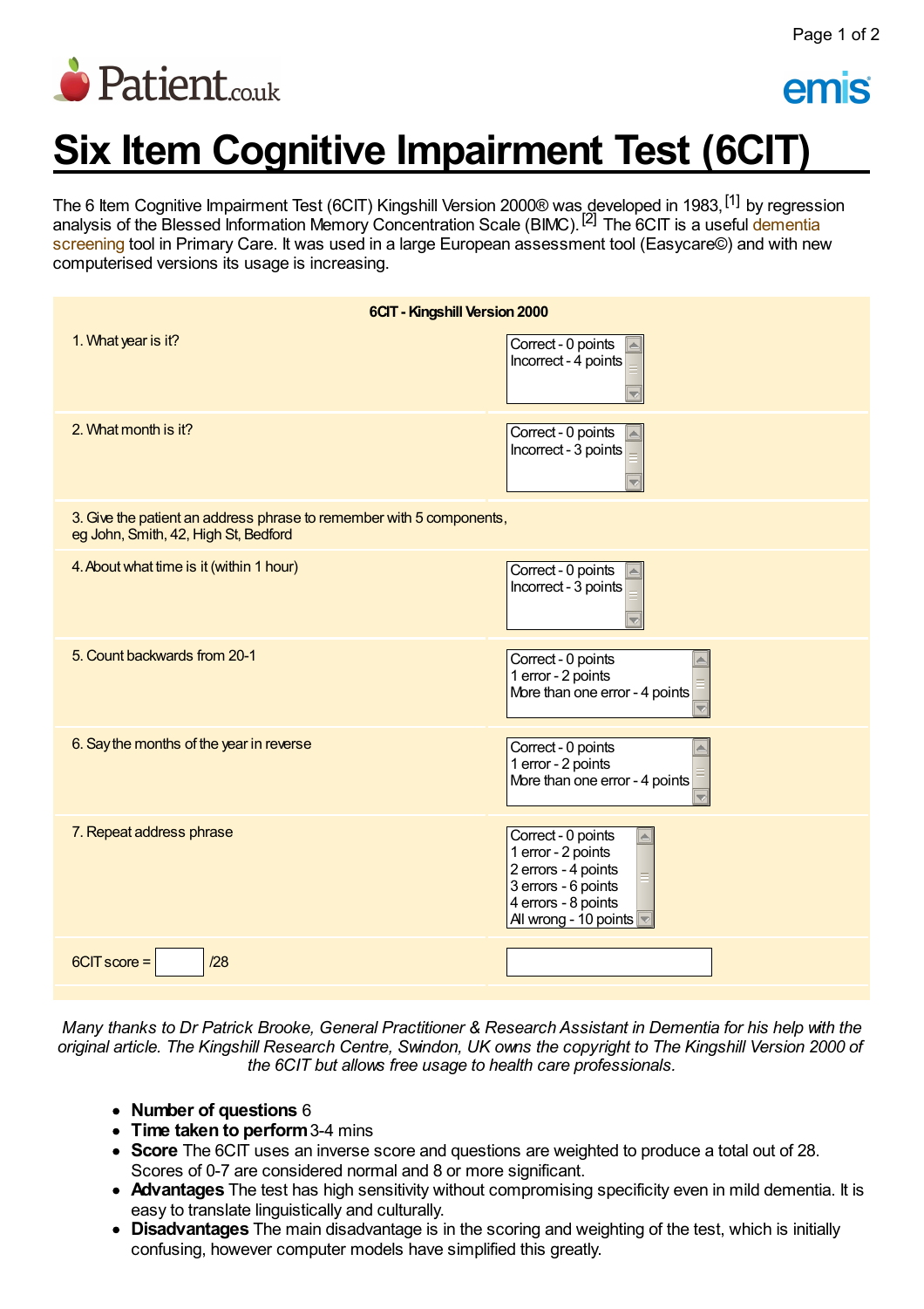# Six Item Cognitive Impairment Test (6CIT)

The 6 Item Cognitive Impairment Test (6CIT) Kingshill Version 2000® was developed in 1983,[1] by regression analysis of the Blessed Information Memory Concentration Scale (BIMC).[2] The 6CIT is a useful dementia screening tool in Primary Care. It was used in a large European assessment tool (Easycare©) and with new computerised versions its usage is increasing.

| 6CIT - Kingshill Version 2000 | |
|---|---|
| 1. What year is it? | Correct - 0 points<br>Incorrect - 4 points |
| 2. What month is it? | Correct - 0 points<br>Incorrect - 3 points |
| 3. Give the patient an address phrase to remember with 5 components, eg John, Smith, 42, High St, Bedford | |
| 4. About what time is it (within 1 hour) | Correct - 0 points<br>Incorrect - 3 points |
| 5. Count backwards from 20-1 | Correct - 0 points<br>1 error - 2 points<br>More than one error - 4 points |
| 6. Say the months of the year in reverse | Correct - 0 points<br>1 error - 2 points<br>More than one error - 4 points |
| 7. Repeat address phrase | Correct - 0 points<br>1 error - 2 points<br>2 errors - 4 points<br>3 errors - 6 points<br>4 errors - 8 points<br>All wrong - 10 points |
| 6CIT score = ____ /28 | |

*Many thanks to Dr Patrick Brooke, General Practitioner & Research Assistant in Dementia for his help with the original article. The Kingshill Research Centre, Swindon, UK owns the copyright to The Kingshill Version 2000 of the 6CIT but allows free usage to health care professionals.*

- **Number of questions** 6
- **Time taken to perform** 3-4 mins
- **Score** The 6CIT uses an inverse score and questions are weighted to produce a total out of 28. Scores of 0-7 are considered normal and 8 or more significant.
- **Advantages** The test has high sensitivity without compromising specificity even in mild dementia. It is easy to translate linguistically and culturally.
- **Disadvantages** The main disadvantage is in the scoring and weighting of the test, which is initially confusing, however computer models have simplified this greatly.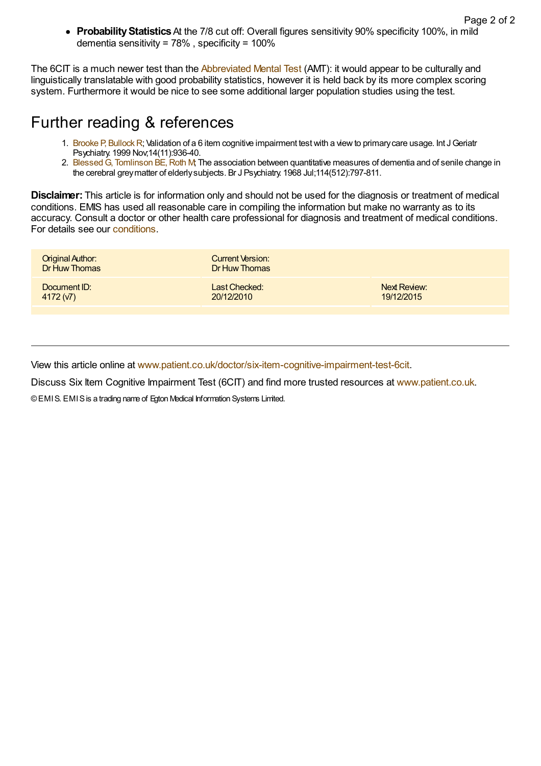- **Probability Statistics** At the 7/8 cut off: Overall figures sensitivity 90% specificity 100%, in mild dementia sensitivity = 78% , specificity = 100%

The 6CIT is a much newer test than the Abbreviated Mental Test (AMT): it would appear to be culturally and linguistically translatable with good probability statistics, however it is held back by its more complex scoring system. Furthermore it would be nice to see some additional larger population studies using the test.

## Further reading & references

1. Brooke P, Bullock R; Validation of a 6 item cognitive impairment test with a view to primary care usage. Int J Geriatr Psychiatry. 1999 Nov;14(11):936-40.
2. Blessed G, Tomlinson BE, Roth M; The association between quantitative measures of dementia and of senile change in the cerebral grey matter of elderly subjects. Br J Psychiatry. 1968 Jul;114(512):797-811.

**Disclaimer:** This article is for information only and should not be used for the diagnosis or treatment of medical conditions. EMIS has used all reasonable care in compiling the information but make no warranty as to its accuracy. Consult a doctor or other health care professional for diagnosis and treatment of medical conditions. For details see our conditions.

| | | |
|---|---|---|
| Original Author: Dr Huw Thomas | Current Version: Dr Huw Thomas | |
| Document ID: 4172 (v7) | Last Checked: 20/12/2010 | Next Review: 19/12/2015 |

View this article online at www.patient.co.uk/doctor/six-item-cognitive-impairment-test-6cit.

Discuss Six Item Cognitive Impairment Test (6CIT) and find more trusted resources at www.patient.co.uk.

© EMIS. EMIS is a trading name of Egton Medical Information Systems Limited.